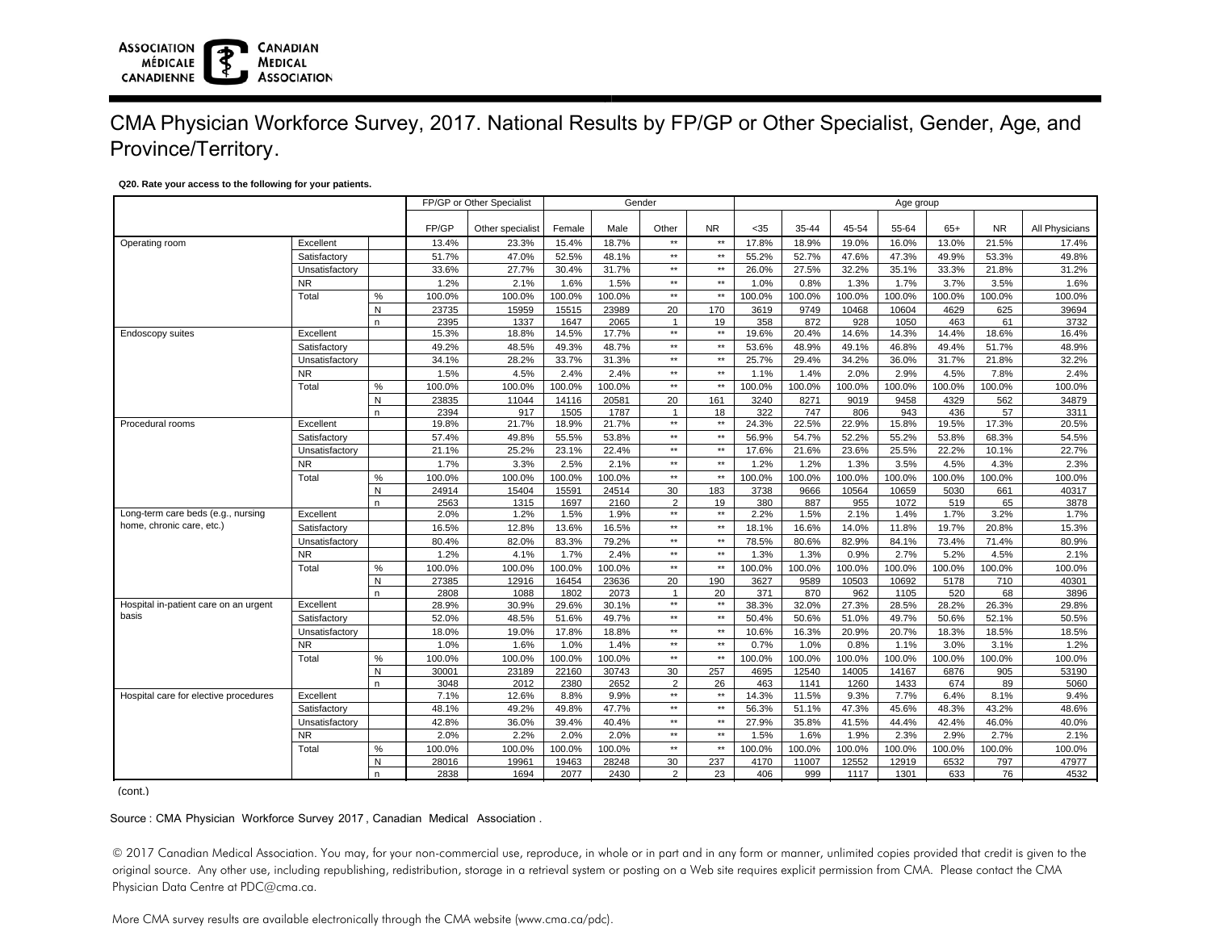ASSOCIATION MÉDICALE CANADIENNE | CANADIAN MEDICAL ASSOCIATION

# CMA Physician Workforce Survey, 2017. National Results by FP/GP or Other Specialist, Gender, Age, and Province/Territory.

**Q20. Rate your access to the following for your patients.**

| | | | FP/GP or Other Specialist | | Gender | | | | Age group | | | | | | |
|---|---|---|---|---|---|---|---|---|---|---|---|---|---|---|---|
| | | | FP/GP | Other specialist | Female | Male | Other | NR | <35 | 35-44 | 45-54 | 55-64 | 65+ | NR | All Physicians |
| Operating room | Excellent | | 13.4% | 23.3% | 15.4% | 18.7% | ** | ** | 17.8% | 18.9% | 19.0% | 16.0% | 13.0% | 21.5% | 17.4% |
| | Satisfactory | | 51.7% | 47.0% | 52.5% | 48.1% | ** | ** | 55.2% | 52.7% | 47.6% | 47.3% | 49.9% | 53.3% | 49.8% |
| | Unsatisfactory | | 33.6% | 27.7% | 30.4% | 31.7% | ** | ** | 26.0% | 27.5% | 32.2% | 35.1% | 33.3% | 21.8% | 31.2% |
| | NR | | 1.2% | 2.1% | 1.6% | 1.5% | ** | ** | 1.0% | 0.8% | 1.3% | 1.7% | 3.7% | 3.5% | 1.6% |
| | Total | % | 100.0% | 100.0% | 100.0% | 100.0% | ** | ** | 100.0% | 100.0% | 100.0% | 100.0% | 100.0% | 100.0% | 100.0% |
| | | N | 23735 | 15959 | 15515 | 23989 | 20 | 170 | 3619 | 9749 | 10468 | 10604 | 4629 | 625 | 39694 |
| | | n | 2395 | 1337 | 1647 | 2065 | 1 | 19 | 358 | 872 | 928 | 1050 | 463 | 61 | 3732 |
| Endoscopy suites | Excellent | | 15.3% | 18.8% | 14.5% | 17.7% | ** | ** | 19.6% | 20.4% | 14.6% | 14.3% | 14.4% | 18.6% | 16.4% |
| | Satisfactory | | 49.2% | 48.5% | 49.3% | 48.7% | ** | ** | 53.6% | 48.9% | 49.1% | 46.8% | 49.4% | 51.7% | 48.9% |
| | Unsatisfactory | | 34.1% | 28.2% | 33.7% | 31.3% | ** | ** | 25.7% | 29.4% | 34.2% | 36.0% | 31.7% | 21.8% | 32.2% |
| | NR | | 1.5% | 4.5% | 2.4% | 2.4% | ** | ** | 1.1% | 1.4% | 2.0% | 2.9% | 4.5% | 7.8% | 2.4% |
| | Total | % | 100.0% | 100.0% | 100.0% | 100.0% | ** | ** | 100.0% | 100.0% | 100.0% | 100.0% | 100.0% | 100.0% | 100.0% |
| | | N | 23835 | 11044 | 14116 | 20581 | 20 | 161 | 3240 | 8271 | 9019 | 9458 | 4329 | 562 | 34879 |
| | | n | 2394 | 917 | 1505 | 1787 | 1 | 18 | 322 | 747 | 806 | 943 | 436 | 57 | 3311 |
| Procedural rooms | Excellent | | 19.8% | 21.7% | 18.9% | 21.7% | ** | ** | 24.3% | 22.5% | 22.9% | 15.8% | 19.5% | 17.3% | 20.5% |
| | Satisfactory | | 57.4% | 49.8% | 55.5% | 53.8% | ** | ** | 56.9% | 54.7% | 52.2% | 55.2% | 53.8% | 68.3% | 54.5% |
| | Unsatisfactory | | 21.1% | 25.2% | 23.1% | 22.4% | ** | ** | 17.6% | 21.6% | 23.6% | 25.5% | 22.2% | 10.1% | 22.7% |
| | NR | | 1.7% | 3.3% | 2.5% | 2.1% | ** | ** | 1.2% | 1.2% | 1.3% | 3.5% | 4.5% | 4.3% | 2.3% |
| | Total | % | 100.0% | 100.0% | 100.0% | 100.0% | ** | ** | 100.0% | 100.0% | 100.0% | 100.0% | 100.0% | 100.0% | 100.0% |
| | | N | 24914 | 15404 | 15591 | 24514 | 30 | 183 | 3738 | 9666 | 10564 | 10659 | 5030 | 661 | 40317 |
| | | n | 2563 | 1315 | 1697 | 2160 | 2 | 19 | 380 | 887 | 955 | 1072 | 519 | 65 | 3878 |
| Long-term care beds (e.g., nursing home, chronic care, etc.) | Excellent | | 2.0% | 1.2% | 1.5% | 1.9% | ** | ** | 2.2% | 1.5% | 2.1% | 1.4% | 1.7% | 3.2% | 1.7% |
| | Satisfactory | | 16.5% | 12.8% | 13.6% | 16.5% | ** | ** | 18.1% | 16.6% | 14.0% | 11.8% | 19.7% | 20.8% | 15.3% |
| | Unsatisfactory | | 80.4% | 82.0% | 83.3% | 79.2% | ** | ** | 78.5% | 80.6% | 82.9% | 84.1% | 73.4% | 71.4% | 80.9% |
| | NR | | 1.2% | 4.1% | 1.7% | 2.4% | ** | ** | 1.3% | 1.3% | 0.9% | 2.7% | 5.2% | 4.5% | 2.1% |
| | Total | % | 100.0% | 100.0% | 100.0% | 100.0% | ** | ** | 100.0% | 100.0% | 100.0% | 100.0% | 100.0% | 100.0% | 100.0% |
| | | N | 27385 | 12916 | 16454 | 23636 | 20 | 190 | 3627 | 9589 | 10503 | 10692 | 5178 | 710 | 40301 |
| | | n | 2808 | 1088 | 1802 | 2073 | 1 | 20 | 371 | 870 | 962 | 1105 | 520 | 68 | 3896 |
| Hospital in-patient care on an urgent basis | Excellent | | 28.9% | 30.9% | 29.6% | 30.1% | ** | ** | 38.3% | 32.0% | 27.3% | 28.5% | 28.2% | 26.3% | 29.8% |
| | Satisfactory | | 52.0% | 48.5% | 51.6% | 49.7% | ** | ** | 50.4% | 50.6% | 51.0% | 49.7% | 50.6% | 52.1% | 50.5% |
| | Unsatisfactory | | 18.0% | 19.0% | 17.8% | 18.8% | ** | ** | 10.6% | 16.3% | 20.9% | 20.7% | 18.3% | 18.5% | 18.5% |
| | NR | | 1.0% | 1.6% | 1.0% | 1.4% | ** | ** | 0.7% | 1.0% | 0.8% | 1.1% | 3.0% | 3.1% | 1.2% |
| | Total | % | 100.0% | 100.0% | 100.0% | 100.0% | ** | ** | 100.0% | 100.0% | 100.0% | 100.0% | 100.0% | 100.0% | 100.0% |
| | | N | 30001 | 23189 | 22160 | 30743 | 30 | 257 | 4695 | 12540 | 14005 | 14167 | 6876 | 905 | 53190 |
| | | n | 3048 | 2012 | 2380 | 2652 | 2 | 26 | 463 | 1141 | 1260 | 1433 | 674 | 89 | 5060 |
| Hospital care for elective procedures | Excellent | | 7.1% | 12.6% | 8.8% | 9.9% | ** | ** | 14.3% | 11.5% | 9.3% | 7.7% | 6.4% | 8.1% | 9.4% |
| | Satisfactory | | 48.1% | 49.2% | 49.8% | 47.7% | ** | ** | 56.3% | 51.1% | 47.3% | 45.6% | 48.3% | 43.2% | 48.6% |
| | Unsatisfactory | | 42.8% | 36.0% | 39.4% | 40.4% | ** | ** | 27.9% | 35.8% | 41.5% | 44.4% | 42.4% | 46.0% | 40.0% |
| | NR | | 2.0% | 2.2% | 2.0% | 2.0% | ** | ** | 1.5% | 1.6% | 1.9% | 2.3% | 2.9% | 2.7% | 2.1% |
| | Total | % | 100.0% | 100.0% | 100.0% | 100.0% | ** | ** | 100.0% | 100.0% | 100.0% | 100.0% | 100.0% | 100.0% | 100.0% |
| | | N | 28016 | 19961 | 19463 | 28248 | 30 | 237 | 4170 | 11007 | 12552 | 12919 | 6532 | 797 | 47977 |
| | | n | 2838 | 1694 | 2077 | 2430 | 2 | 23 | 406 | 999 | 1117 | 1301 | 633 | 76 | 4532 |

(cont.)

Source : CMA Physician Workforce Survey 2017 , Canadian Medical Association .

© 2017 Canadian Medical Association. You may, for your non-commercial use, reproduce, in whole or in part and in any form or manner, unlimited copies provided that credit is given to the original source. Any other use, including republishing, redistribution, storage in a retrieval system or posting on a Web site requires explicit permission from CMA. Please contact the CMA Physician Data Centre at PDC@cma.ca.

More CMA survey results are available electronically through the CMA website (www.cma.ca/pdc).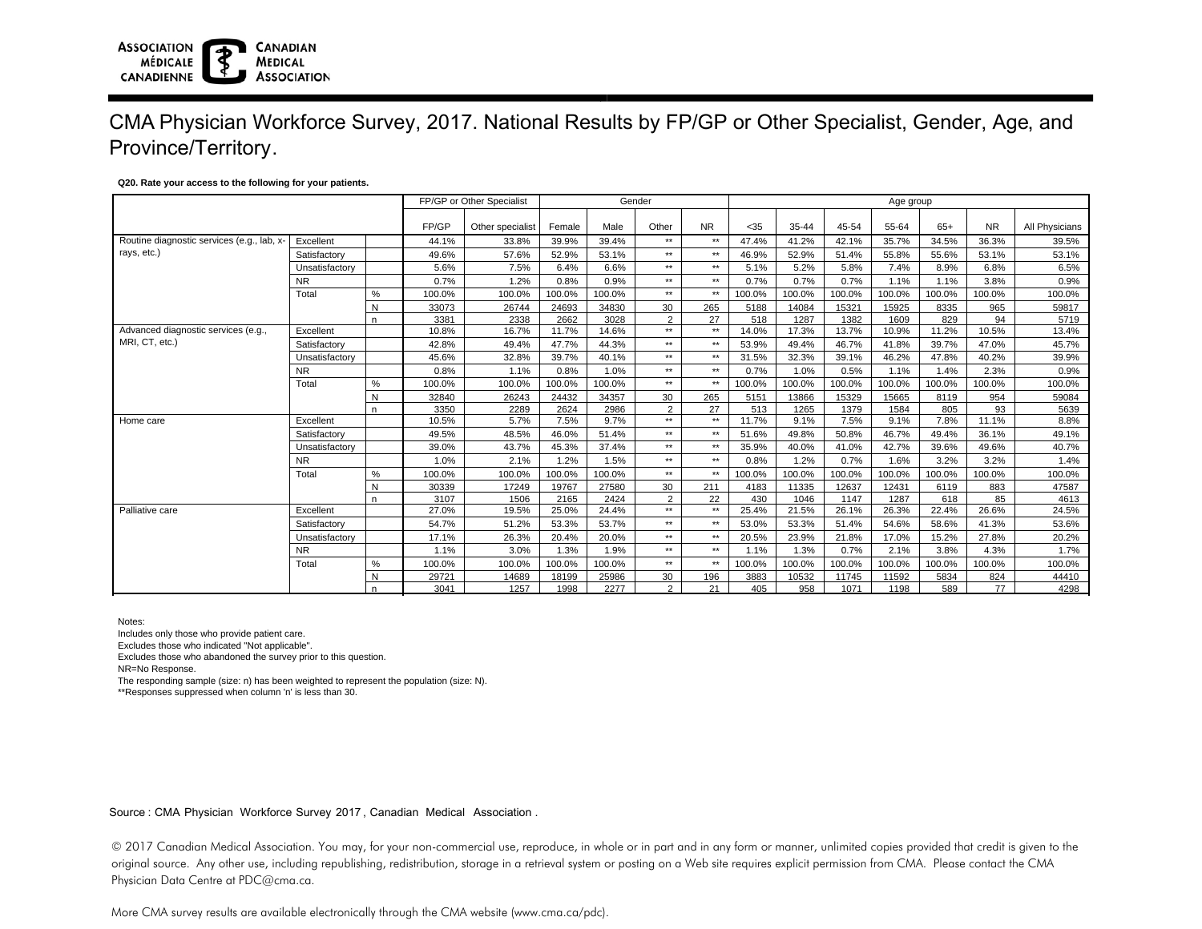CMA Physician Workforce Survey, 2017. National Results by FP/GP or Other Specialist, Gender, Age, and Province/Territory.

**Q20. Rate your access to the following for your patients.**

| | | | FP/GP or Other Specialist | | Gender | | | | Age group | | | | | | | |
|---|---|---|---|---|---|---|---|---|---|---|---|---|---|---|---|---|
| | | | FP/GP | Other specialist | Female | Male | Other | NR | <35 | 35-44 | 45-54 | 55-64 | 65+ | NR | All Physicians |
| Routine diagnostic services (e.g., lab, x-rays, etc.) | Excellent | | 44.1% | 33.8% | 39.9% | 39.4% | ** | ** | 47.4% | 41.2% | 42.1% | 35.7% | 34.5% | 36.3% | 39.5% |
| | Satisfactory | | 49.6% | 57.6% | 52.9% | 53.1% | ** | ** | 46.9% | 52.9% | 51.4% | 55.8% | 55.6% | 53.1% | 53.1% |
| | Unsatisfactory | | 5.6% | 7.5% | 6.4% | 6.6% | ** | ** | 5.1% | 5.2% | 5.8% | 7.4% | 8.9% | 6.8% | 6.5% |
| | NR | | 0.7% | 1.2% | 0.8% | 0.9% | ** | ** | 0.7% | 0.7% | 0.7% | 1.1% | 1.1% | 3.8% | 0.9% |
| | Total | % | 100.0% | 100.0% | 100.0% | 100.0% | ** | ** | 100.0% | 100.0% | 100.0% | 100.0% | 100.0% | 100.0% | 100.0% |
| | | N | 33073 | 26744 | 24693 | 34830 | 30 | 265 | 5188 | 14084 | 15321 | 15925 | 8335 | 965 | 59817 |
| | | n | 3381 | 2338 | 2662 | 3028 | 2 | 27 | 518 | 1287 | 1382 | 1609 | 829 | 94 | 5719 |
| Advanced diagnostic services (e.g., MRI, CT, etc.) | Excellent | | 10.8% | 16.7% | 11.7% | 14.6% | ** | ** | 14.0% | 17.3% | 13.7% | 10.9% | 11.2% | 10.5% | 13.4% |
| | Satisfactory | | 42.8% | 49.4% | 47.7% | 44.3% | ** | ** | 53.9% | 49.4% | 46.7% | 41.8% | 39.7% | 47.0% | 45.7% |
| | Unsatisfactory | | 45.6% | 32.8% | 39.7% | 40.1% | ** | ** | 31.5% | 32.3% | 39.1% | 46.2% | 47.8% | 40.2% | 39.9% |
| | NR | | 0.8% | 1.1% | 0.8% | 1.0% | ** | ** | 0.7% | 1.0% | 0.5% | 1.1% | 1.4% | 2.3% | 0.9% |
| | Total | % | 100.0% | 100.0% | 100.0% | 100.0% | ** | ** | 100.0% | 100.0% | 100.0% | 100.0% | 100.0% | 100.0% | 100.0% |
| | | N | 32840 | 26243 | 24432 | 34357 | 30 | 265 | 5151 | 13866 | 15329 | 15665 | 8119 | 954 | 59084 |
| | | n | 3350 | 2289 | 2624 | 2986 | 2 | 27 | 513 | 1265 | 1379 | 1584 | 805 | 93 | 5639 |
| Home care | Excellent | | 10.5% | 5.7% | 7.5% | 9.7% | ** | ** | 11.7% | 9.1% | 7.5% | 9.1% | 7.8% | 11.1% | 8.8% |
| | Satisfactory | | 49.5% | 48.5% | 46.0% | 51.4% | ** | ** | 51.6% | 49.8% | 50.8% | 46.7% | 49.4% | 36.1% | 49.1% |
| | Unsatisfactory | | 39.0% | 43.7% | 45.3% | 37.4% | ** | ** | 35.9% | 40.0% | 41.0% | 42.7% | 39.6% | 49.6% | 40.7% |
| | NR | | 1.0% | 2.1% | 1.2% | 1.5% | ** | ** | 0.8% | 1.2% | 0.7% | 1.6% | 3.2% | 3.2% | 1.4% |
| | Total | % | 100.0% | 100.0% | 100.0% | 100.0% | ** | ** | 100.0% | 100.0% | 100.0% | 100.0% | 100.0% | 100.0% | 100.0% |
| | | N | 30339 | 17249 | 19767 | 27580 | 30 | 211 | 4183 | 11335 | 12637 | 12431 | 6119 | 883 | 47587 |
| | | n | 3107 | 1506 | 2165 | 2424 | 2 | 22 | 430 | 1046 | 1147 | 1287 | 618 | 85 | 4613 |
| Palliative care | Excellent | | 27.0% | 19.5% | 25.0% | 24.4% | ** | ** | 25.4% | 21.5% | 26.1% | 26.3% | 22.4% | 26.6% | 24.5% |
| | Satisfactory | | 54.7% | 51.2% | 53.3% | 53.7% | ** | ** | 53.0% | 53.3% | 51.4% | 54.6% | 58.6% | 41.3% | 53.6% |
| | Unsatisfactory | | 17.1% | 26.3% | 20.4% | 20.0% | ** | ** | 20.5% | 23.9% | 21.8% | 17.0% | 15.2% | 27.8% | 20.2% |
| | NR | | 1.1% | 3.0% | 1.3% | 1.9% | ** | ** | 1.1% | 1.3% | 0.7% | 2.1% | 3.8% | 4.3% | 1.7% |
| | Total | % | 100.0% | 100.0% | 100.0% | 100.0% | ** | ** | 100.0% | 100.0% | 100.0% | 100.0% | 100.0% | 100.0% | 100.0% |
| | | N | 29721 | 14689 | 18199 | 25986 | 30 | 196 | 3883 | 10532 | 11745 | 11592 | 5834 | 824 | 44410 |
| | | n | 3041 | 1257 | 1998 | 2277 | 2 | 21 | 405 | 958 | 1071 | 1198 | 589 | 77 | 4298 |

Notes:
Includes only those who provide patient care.
Excludes those who indicated "Not applicable".
Excludes those who abandoned the survey prior to this question.
NR=No Response.
The responding sample (size: n) has been weighted to represent the population (size: N).
**Responses suppressed when column 'n' is less than 30.

Source : CMA Physician Workforce Survey 2017 , Canadian Medical Association .

© 2017 Canadian Medical Association. You may, for your non-commercial use, reproduce, in whole or in part and in any form or manner, unlimited copies provided that credit is given to the original source. Any other use, including republishing, redistribution, storage in a retrieval system or posting on a Web site requires explicit permission from CMA. Please contact the CMA Physician Data Centre at PDC@cma.ca.

More CMA survey results are available electronically through the CMA website (www.cma.ca/pdc).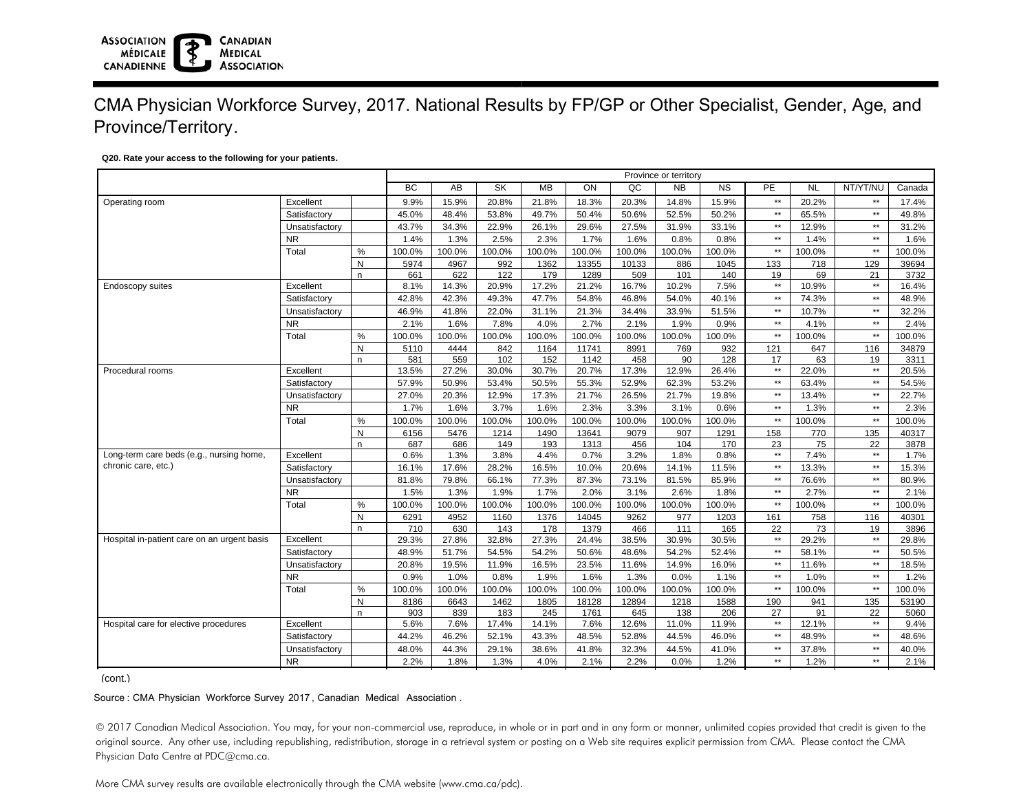ASSOCIATION MÉDICALE CANADIENNE | CANADIAN MEDICAL ASSOCIATION

# CMA Physician Workforce Survey, 2017. National Results by FP/GP or Other Specialist, Gender, Age, and Province/Territory.

**Q20. Rate your access to the following for your patients.**

| | | | Province or territory | | | | | | | | | | | | |
|---|---|---|---|---|---|---|---|---|---|---|---|---|---|---|---|
| | | | BC | AB | SK | MB | ON | QC | NB | NS | PE | NL | NT/YT/NU | Canada |
| Operating room | Excellent | | 9.9% | 15.9% | 20.8% | 21.8% | 18.3% | 20.3% | 14.8% | 15.9% | ** | 20.2% | ** | 17.4% |
| | Satisfactory | | 45.0% | 48.4% | 53.8% | 49.7% | 50.4% | 50.6% | 52.5% | 50.2% | ** | 65.5% | ** | 49.8% |
| | Unsatisfactory | | 43.7% | 34.3% | 22.9% | 26.1% | 29.6% | 27.5% | 31.9% | 33.1% | ** | 12.9% | ** | 31.2% |
| | NR | | 1.4% | 1.3% | 2.5% | 2.3% | 1.7% | 1.6% | 0.8% | 0.8% | ** | 1.4% | ** | 1.6% |
| | Total | % | 100.0% | 100.0% | 100.0% | 100.0% | 100.0% | 100.0% | 100.0% | 100.0% | ** | 100.0% | ** | 100.0% |
| | | N | 5974 | 4967 | 992 | 1362 | 13355 | 10133 | 886 | 1045 | 133 | 718 | 129 | 39694 |
| | | n | 661 | 622 | 122 | 179 | 1289 | 509 | 101 | 140 | 19 | 69 | 21 | 3732 |
| Endoscopy suites | Excellent | | 8.1% | 14.3% | 20.9% | 17.2% | 21.2% | 16.7% | 10.2% | 7.5% | ** | 10.9% | ** | 16.4% |
| | Satisfactory | | 42.8% | 42.3% | 49.3% | 47.7% | 54.8% | 46.8% | 54.0% | 40.1% | ** | 74.3% | ** | 48.9% |
| | Unsatisfactory | | 46.9% | 41.8% | 22.0% | 31.1% | 21.3% | 34.4% | 33.9% | 51.5% | ** | 10.7% | ** | 32.2% |
| | NR | | 2.1% | 1.6% | 7.8% | 4.0% | 2.7% | 2.1% | 1.9% | 0.9% | ** | 4.1% | ** | 2.4% |
| | Total | % | 100.0% | 100.0% | 100.0% | 100.0% | 100.0% | 100.0% | 100.0% | 100.0% | ** | 100.0% | ** | 100.0% |
| | | N | 5110 | 4444 | 842 | 1164 | 11741 | 8991 | 769 | 932 | 121 | 647 | 116 | 34879 |
| | | n | 581 | 559 | 102 | 152 | 1142 | 458 | 90 | 128 | 17 | 63 | 19 | 3311 |
| Procedural rooms | Excellent | | 13.5% | 27.2% | 30.0% | 30.7% | 20.7% | 17.3% | 12.9% | 26.4% | ** | 22.0% | ** | 20.5% |
| | Satisfactory | | 57.9% | 50.9% | 53.4% | 50.5% | 55.3% | 52.9% | 62.3% | 53.2% | ** | 63.4% | ** | 54.5% |
| | Unsatisfactory | | 27.0% | 20.3% | 12.9% | 17.3% | 21.7% | 26.5% | 21.7% | 19.8% | ** | 13.4% | ** | 22.7% |
| | NR | | 1.7% | 1.6% | 3.7% | 1.6% | 2.3% | 3.3% | 3.1% | 0.6% | ** | 1.3% | ** | 2.3% |
| | Total | % | 100.0% | 100.0% | 100.0% | 100.0% | 100.0% | 100.0% | 100.0% | 100.0% | ** | 100.0% | ** | 100.0% |
| | | N | 6156 | 5476 | 1214 | 1490 | 13641 | 9079 | 907 | 1291 | 158 | 770 | 135 | 40317 |
| | | n | 687 | 686 | 149 | 193 | 1313 | 456 | 104 | 170 | 23 | 75 | 22 | 3878 |
| Long-term care beds (e.g., nursing home, chronic care, etc.) | Excellent | | 0.6% | 1.3% | 3.8% | 4.4% | 0.7% | 3.2% | 1.8% | 0.8% | ** | 7.4% | ** | 1.7% |
| | Satisfactory | | 16.1% | 17.6% | 28.2% | 16.5% | 10.0% | 20.6% | 14.1% | 11.5% | ** | 13.3% | ** | 15.3% |
| | Unsatisfactory | | 81.8% | 79.8% | 66.1% | 77.3% | 87.3% | 73.1% | 81.5% | 85.9% | ** | 76.6% | ** | 80.9% |
| | NR | | 1.5% | 1.3% | 1.9% | 1.7% | 2.0% | 3.1% | 2.6% | 1.8% | ** | 2.7% | ** | 2.1% |
| | Total | % | 100.0% | 100.0% | 100.0% | 100.0% | 100.0% | 100.0% | 100.0% | 100.0% | ** | 100.0% | ** | 100.0% |
| | | N | 6291 | 4952 | 1160 | 1376 | 14045 | 9262 | 977 | 1203 | 161 | 758 | 116 | 40301 |
| | | n | 710 | 630 | 143 | 178 | 1379 | 466 | 111 | 165 | 22 | 73 | 19 | 3896 |
| Hospital in-patient care on an urgent basis | Excellent | | 29.3% | 27.8% | 32.8% | 27.3% | 24.4% | 38.5% | 30.9% | 30.5% | ** | 29.2% | ** | 29.8% |
| | Satisfactory | | 48.9% | 51.7% | 54.5% | 54.2% | 50.6% | 48.6% | 54.2% | 52.4% | ** | 58.1% | ** | 50.5% |
| | Unsatisfactory | | 20.8% | 19.5% | 11.9% | 16.5% | 23.5% | 11.6% | 14.9% | 16.0% | ** | 11.6% | ** | 18.5% |
| | NR | | 0.9% | 1.0% | 0.8% | 1.9% | 1.6% | 1.3% | 0.0% | 1.1% | ** | 1.0% | ** | 1.2% |
| | Total | % | 100.0% | 100.0% | 100.0% | 100.0% | 100.0% | 100.0% | 100.0% | 100.0% | ** | 100.0% | ** | 100.0% |
| | | N | 8186 | 6643 | 1462 | 1805 | 18128 | 12894 | 1218 | 1588 | 190 | 941 | 135 | 53190 |
| | | n | 903 | 839 | 183 | 245 | 1761 | 645 | 138 | 206 | 27 | 91 | 22 | 5060 |
| Hospital care for elective procedures | Excellent | | 5.6% | 7.6% | 17.4% | 14.1% | 7.6% | 12.6% | 11.0% | 11.9% | ** | 12.1% | ** | 9.4% |
| | Satisfactory | | 44.2% | 46.2% | 52.1% | 43.3% | 48.5% | 52.8% | 44.5% | 46.0% | ** | 48.9% | ** | 48.6% |
| | Unsatisfactory | | 48.0% | 44.3% | 29.1% | 38.6% | 41.8% | 32.3% | 44.5% | 41.0% | ** | 37.8% | ** | 40.0% |
| | NR | | 2.2% | 1.8% | 1.3% | 4.0% | 2.1% | 2.2% | 0.0% | 1.2% | ** | 1.2% | ** | 2.1% |

(cont.)

Source : CMA Physician Workforce Survey 2017 , Canadian Medical Association .

© 2017 Canadian Medical Association. You may, for your non-commercial use, reproduce, in whole or in part and in any form or manner, unlimited copies provided that credit is given to the original source. Any other use, including republishing, redistribution, storage in a retrieval system or posting on a Web site requires explicit permission from CMA. Please contact the CMA Physician Data Centre at PDC@cma.ca.

More CMA survey results are available electronically through the CMA website (www.cma.ca/pdc).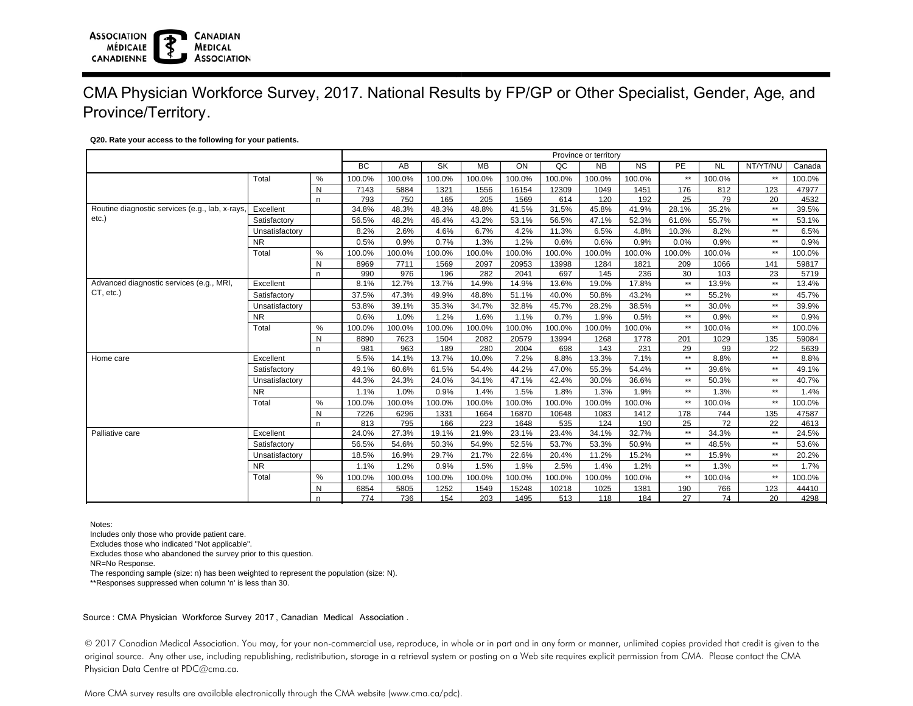# CMA Physician Workforce Survey, 2017. National Results by FP/GP or Other Specialist, Gender, Age, and Province/Territory.

**Q20. Rate your access to the following for your patients.**

| | | | Province or territory | | | | | | | | | | | |
|---|---|---|---|---|---|---|---|---|---|---|---|---|---|---|
| | | | BC | AB | SK | MB | ON | QC | NB | NS | PE | NL | NT/YT/NU | Canada |
| | Total | % | 100.0% | 100.0% | 100.0% | 100.0% | 100.0% | 100.0% | 100.0% | 100.0% | ** | 100.0% | ** | 100.0% |
| | | N | 7143 | 5884 | 1321 | 1556 | 16154 | 12309 | 1049 | 1451 | 176 | 812 | 123 | 47977 |
| | | n | 793 | 750 | 165 | 205 | 1569 | 614 | 120 | 192 | 25 | 79 | 20 | 4532 |
| Routine diagnostic services (e.g., lab, x-rays, etc.) | Excellent | | 34.8% | 48.3% | 48.3% | 48.8% | 41.5% | 31.5% | 45.8% | 41.9% | 28.1% | 35.2% | ** | 39.5% |
| | Satisfactory | | 56.5% | 48.2% | 46.4% | 43.2% | 53.1% | 56.5% | 47.1% | 52.3% | 61.6% | 55.7% | ** | 53.1% |
| | Unsatisfactory | | 8.2% | 2.6% | 4.6% | 6.7% | 4.2% | 11.3% | 6.5% | 4.8% | 10.3% | 8.2% | ** | 6.5% |
| | NR | | 0.5% | 0.9% | 0.7% | 1.3% | 1.2% | 0.6% | 0.6% | 0.9% | 0.0% | 0.9% | ** | 0.9% |
| | Total | % | 100.0% | 100.0% | 100.0% | 100.0% | 100.0% | 100.0% | 100.0% | 100.0% | 100.0% | 100.0% | ** | 100.0% |
| | | N | 8969 | 7711 | 1569 | 2097 | 20953 | 13998 | 1284 | 1821 | 209 | 1066 | 141 | 59817 |
| | | n | 990 | 976 | 196 | 282 | 2041 | 697 | 145 | 236 | 30 | 103 | 23 | 5719 |
| Advanced diagnostic services (e.g., MRI, CT, etc.) | Excellent | | 8.1% | 12.7% | 13.7% | 14.9% | 14.9% | 13.6% | 19.0% | 17.8% | ** | 13.9% | ** | 13.4% |
| | Satisfactory | | 37.5% | 47.3% | 49.9% | 48.8% | 51.1% | 40.0% | 50.8% | 43.2% | ** | 55.2% | ** | 45.7% |
| | Unsatisfactory | | 53.8% | 39.1% | 35.3% | 34.7% | 32.8% | 45.7% | 28.2% | 38.5% | ** | 30.0% | ** | 39.9% |
| | NR | | 0.6% | 1.0% | 1.2% | 1.6% | 1.1% | 0.7% | 1.9% | 0.5% | ** | 0.9% | ** | 0.9% |
| | Total | % | 100.0% | 100.0% | 100.0% | 100.0% | 100.0% | 100.0% | 100.0% | 100.0% | ** | 100.0% | ** | 100.0% |
| | | N | 8890 | 7623 | 1504 | 2082 | 20579 | 13994 | 1268 | 1778 | 201 | 1029 | 135 | 59084 |
| | | n | 981 | 963 | 189 | 280 | 2004 | 698 | 143 | 231 | 29 | 99 | 22 | 5639 |
| Home care | Excellent | | 5.5% | 14.1% | 13.7% | 10.0% | 7.2% | 8.8% | 13.3% | 7.1% | ** | 8.8% | ** | 8.8% |
| | Satisfactory | | 49.1% | 60.6% | 61.5% | 54.4% | 44.2% | 47.0% | 55.3% | 54.4% | ** | 39.6% | ** | 49.1% |
| | Unsatisfactory | | 44.3% | 24.3% | 24.0% | 34.1% | 47.1% | 42.4% | 30.0% | 36.6% | ** | 50.3% | ** | 40.7% |
| | NR | | 1.1% | 1.0% | 0.9% | 1.4% | 1.5% | 1.8% | 1.3% | 1.9% | ** | 1.3% | ** | 1.4% |
| | Total | % | 100.0% | 100.0% | 100.0% | 100.0% | 100.0% | 100.0% | 100.0% | 100.0% | ** | 100.0% | ** | 100.0% |
| | | N | 7226 | 6296 | 1331 | 1664 | 16870 | 10648 | 1083 | 1412 | 178 | 744 | 135 | 47587 |
| | | n | 813 | 795 | 166 | 223 | 1648 | 535 | 124 | 190 | 25 | 72 | 22 | 4613 |
| Palliative care | Excellent | | 24.0% | 27.3% | 19.1% | 21.9% | 23.1% | 23.4% | 34.1% | 32.7% | ** | 34.3% | ** | 24.5% |
| | Satisfactory | | 56.5% | 54.6% | 50.3% | 54.9% | 52.5% | 53.7% | 53.3% | 50.9% | ** | 48.5% | ** | 53.6% |
| | Unsatisfactory | | 18.5% | 16.9% | 29.7% | 21.7% | 22.6% | 20.4% | 11.2% | 15.2% | ** | 15.9% | ** | 20.2% |
| | NR | | 1.1% | 1.2% | 0.9% | 1.5% | 1.9% | 2.5% | 1.4% | 1.2% | ** | 1.3% | ** | 1.7% |
| | Total | % | 100.0% | 100.0% | 100.0% | 100.0% | 100.0% | 100.0% | 100.0% | 100.0% | ** | 100.0% | ** | 100.0% |
| | | N | 6854 | 5805 | 1252 | 1549 | 15248 | 10218 | 1025 | 1381 | 190 | 766 | 123 | 44410 |
| | | n | 774 | 736 | 154 | 203 | 1495 | 513 | 118 | 184 | 27 | 74 | 20 | 4298 |

Notes:
Includes only those who provide patient care.
Excludes those who indicated "Not applicable".
Excludes those who abandoned the survey prior to this question.
NR=No Response.
The responding sample (size: n) has been weighted to represent the population (size: N).
**Responses suppressed when column 'n' is less than 30.

Source : CMA Physician Workforce Survey 2017 , Canadian Medical Association .

© 2017 Canadian Medical Association. You may, for your non-commercial use, reproduce, in whole or in part and in any form or manner, unlimited copies provided that credit is given to the original source. Any other use, including republishing, redistribution, storage in a retrieval system or posting on a Web site requires explicit permission from CMA. Please contact the CMA Physician Data Centre at PDC@cma.ca.

More CMA survey results are available electronically through the CMA website (www.cma.ca/pdc).